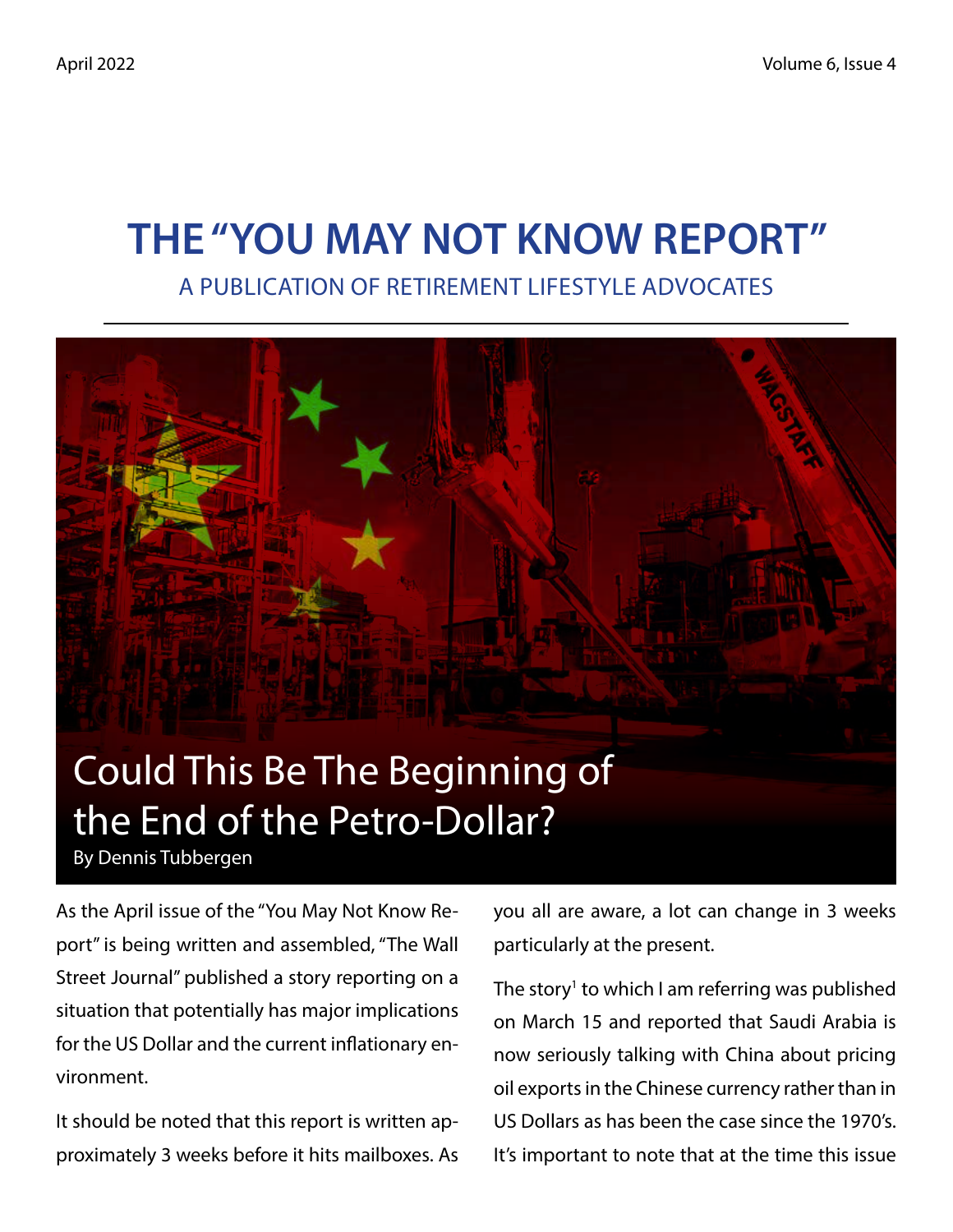April 2022 Volume 6, Issue 4

# THE "YOU MAY NOT KNOW REPORT"

A PUBLICATION OF RETIREMENT LIFESTYLE ADVOCATES

## Could This Be The Beginning of the End of the Petro-Dollar?

By Dennis Tubbergen

As the April issue of the "You May Not Know Report" is being written and assembled, "The Wall Street Journal" published a story reporting on a situation that potentially has major implications for the US Dollar and the current inflationary environment.

It should be noted that this report is written approximately 3 weeks before it hits mailboxes. As you all are aware, a lot can change in 3 weeks particularly at the present.

The story[1] to which I am referring was published on March 15 and reported that Saudi Arabia is now seriously talking with China about pricing oil exports in the Chinese currency rather than in US Dollars as has been the case since the 1970's. It's important to note that at the time this issue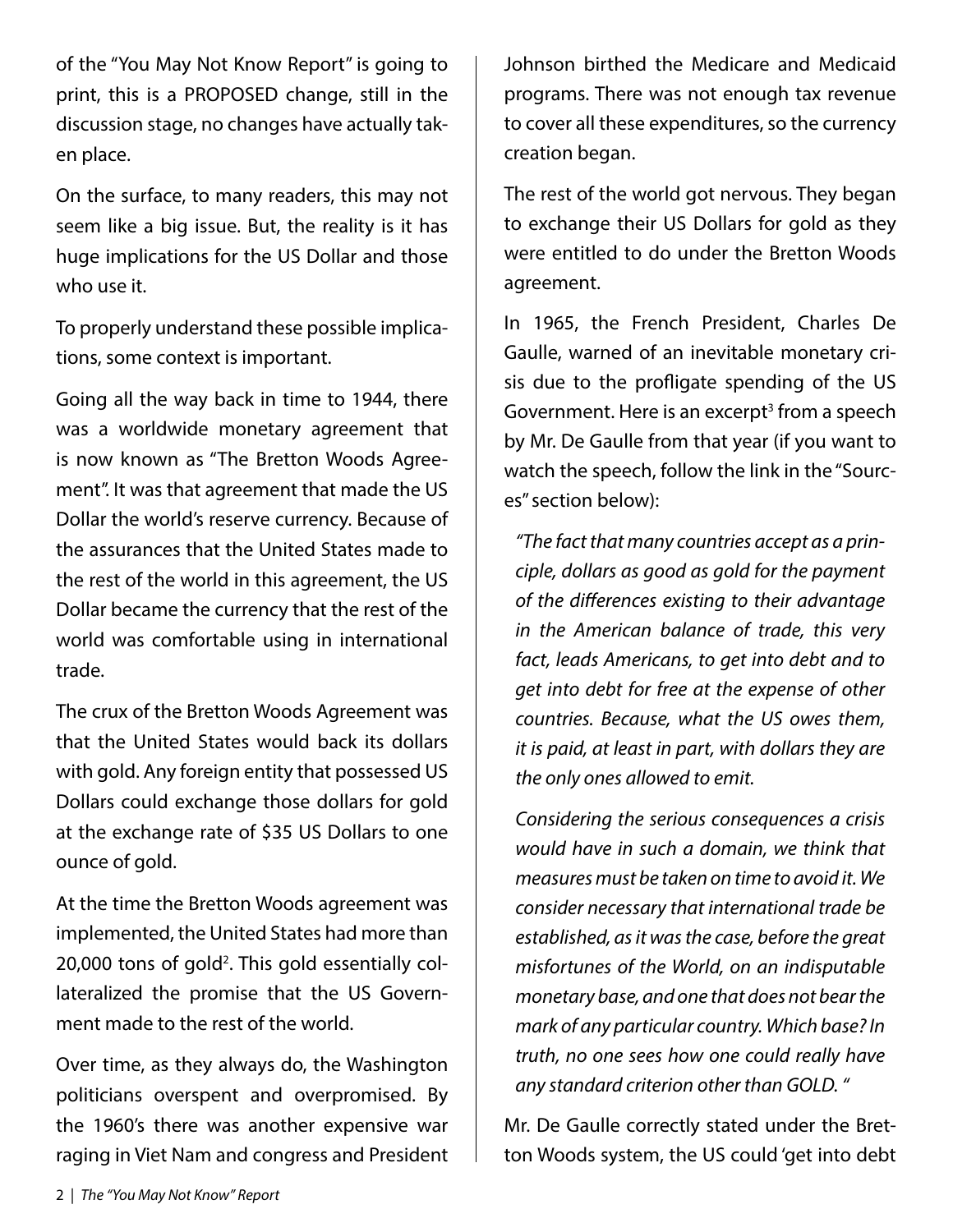of the "You May Not Know Report" is going to print, this is a PROPOSED change, still in the discussion stage, no changes have actually taken place.

On the surface, to many readers, this may not seem like a big issue. But, the reality is it has huge implications for the US Dollar and those who use it.

To properly understand these possible implications, some context is important.

Going all the way back in time to 1944, there was a worldwide monetary agreement that is now known as "The Bretton Woods Agreement". It was that agreement that made the US Dollar the world's reserve currency. Because of the assurances that the United States made to the rest of the world in this agreement, the US Dollar became the currency that the rest of the world was comfortable using in international trade.

The crux of the Bretton Woods Agreement was that the United States would back its dollars with gold. Any foreign entity that possessed US Dollars could exchange those dollars for gold at the exchange rate of $35 US Dollars to one ounce of gold.

At the time the Bretton Woods agreement was implemented, the United States had more than 20,000 tons of gold[2]. This gold essentially collateralized the promise that the US Government made to the rest of the world.

Over time, as they always do, the Washington politicians overspent and overpromised. By the 1960's there was another expensive war raging in Viet Nam and congress and President Johnson birthed the Medicare and Medicaid programs. There was not enough tax revenue to cover all these expenditures, so the currency creation began.

The rest of the world got nervous. They began to exchange their US Dollars for gold as they were entitled to do under the Bretton Woods agreement.

In 1965, the French President, Charles De Gaulle, warned of an inevitable monetary crisis due to the profligate spending of the US Government. Here is an excerpt[3] from a speech by Mr. De Gaulle from that year (if you want to watch the speech, follow the link in the "Sources" section below):

> *"The fact that many countries accept as a principle, dollars as good as gold for the payment of the differences existing to their advantage in the American balance of trade, this very fact, leads Americans, to get into debt and to get into debt for free at the expense of other countries. Because, what the US owes them, it is paid, at least in part, with dollars they are the only ones allowed to emit.*
>
> *Considering the serious consequences a crisis would have in such a domain, we think that measures must be taken on time to avoid it. We consider necessary that international trade be established, as it was the case, before the great misfortunes of the World, on an indisputable monetary base, and one that does not bear the mark of any particular country. Which base? In truth, no one sees how one could really have any standard criterion other than GOLD. "*

Mr. De Gaulle correctly stated under the Bretton Woods system, the US could 'get into debt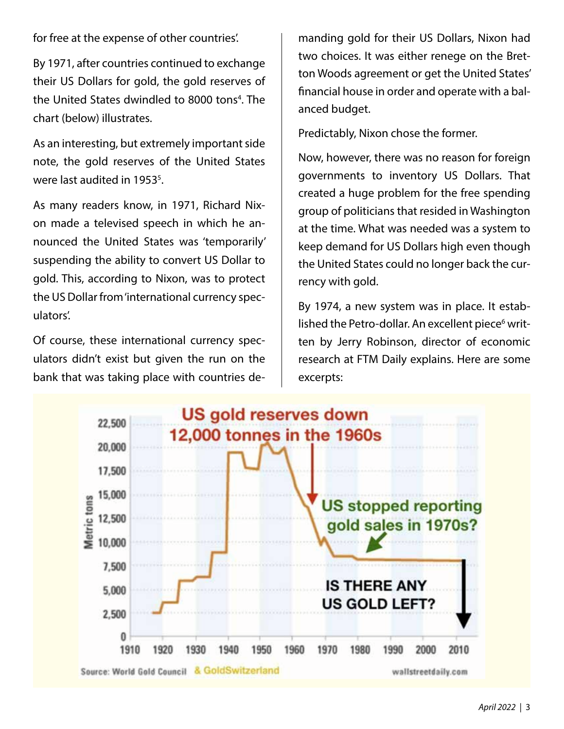for free at the expense of other countries'.

By 1971, after countries continued to exchange their US Dollars for gold, the gold reserves of the United States dwindled to 8000 tons[4]. The chart (below) illustrates.

As an interesting, but extremely important side note, the gold reserves of the United States were last audited in 1953[5].

As many readers know, in 1971, Richard Nixon made a televised speech in which he announced the United States was 'temporarily' suspending the ability to convert US Dollar to gold. This, according to Nixon, was to protect the US Dollar from 'international currency speculators'.

Of course, these international currency speculators didn't exist but given the run on the bank that was taking place with countries demanding gold for their US Dollars, Nixon had two choices. It was either renege on the Bretton Woods agreement or get the United States' financial house in order and operate with a balanced budget.

Predictably, Nixon chose the former.

Now, however, there was no reason for foreign governments to inventory US Dollars. That created a huge problem for the free spending group of politicians that resided in Washington at the time. What was needed was a system to keep demand for US Dollars high even though the United States could no longer back the currency with gold.

By 1974, a new system was in place. It established the Petro-dollar. An excellent piece[6] written by Jerry Robinson, director of economic research at FTM Daily explains. Here are some excerpts:

**US gold reserves down 12,000 tonnes in the 1960s**

US stopped reporting gold sales in 1970s?

IS THERE ANY US GOLD LEFT?

Source: World Gold Council & GoldSwitzerland — wallstreetdaily.com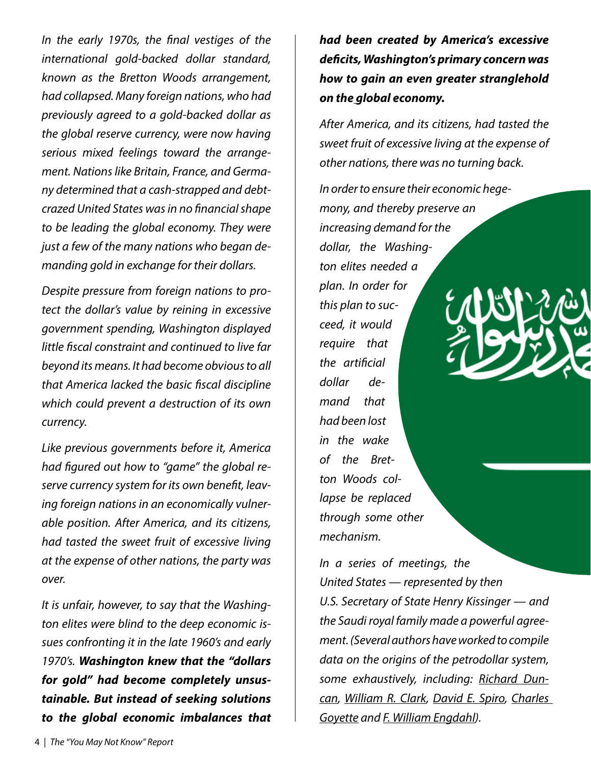*In the early 1970s, the final vestiges of the international gold-backed dollar standard, known as the Bretton Woods arrangement, had collapsed. Many foreign nations, who had previously agreed to a gold-backed dollar as the global reserve currency, were now having serious mixed feelings toward the arrangement. Nations like Britain, France, and Germany determined that a cash-strapped and debt-crazed United States was in no financial shape to be leading the global economy. They were just a few of the many nations who began demanding gold in exchange for their dollars.*

*Despite pressure from foreign nations to protect the dollar's value by reining in excessive government spending, Washington displayed little fiscal constraint and continued to live far beyond its means. It had become obvious to all that America lacked the basic fiscal discipline which could prevent a destruction of its own currency.*

*Like previous governments before it, America had figured out how to "game" the global reserve currency system for its own benefit, leaving foreign nations in an economically vulnerable position. After America, and its citizens, had tasted the sweet fruit of excessive living at the expense of other nations, the party was over.*

*It is unfair, however, to say that the Washington elites were blind to the deep economic issues confronting it in the late 1960's and early 1970's.* ***Washington knew that the "dollars for gold" had become completely unsustainable. But instead of seeking solutions to the global economic imbalances that had been created by America's excessive deficits, Washington's primary concern was how to gain an even greater stranglehold on the global economy.***

*After America, and its citizens, had tasted the sweet fruit of excessive living at the expense of other nations, there was no turning back.*

*In order to ensure their economic hegemony, and thereby preserve an increasing demand for the dollar, the Washington elites needed a plan. In order for this plan to succeed, it would require that the artificial dollar demand that had been lost in the wake of the Bretton Woods collapse be replaced through some other mechanism.*

*In a series of meetings, the United States — represented by then U.S. Secretary of State Henry Kissinger — and the Saudi royal family made a powerful agreement. (Several authors have worked to compile data on the origins of the petrodollar system, some exhaustively, including: Richard Duncan, William R. Clark, David E. Spiro, Charles Goyette and F. William Engdahl).*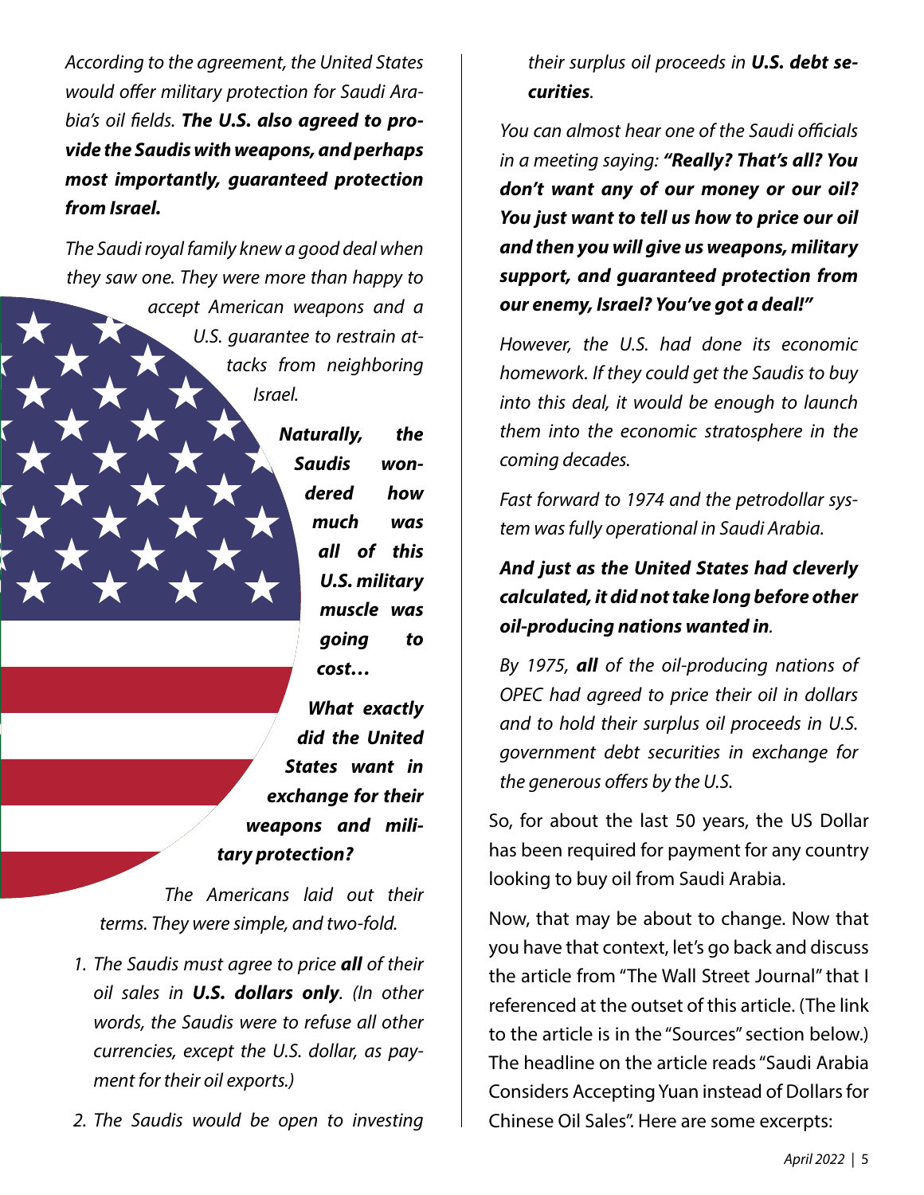*According to the agreement, the United States would offer military protection for Saudi Arabia's oil fields. **The U.S. also agreed to provide the Saudis with weapons, and perhaps most importantly, guaranteed protection from Israel.***

*The Saudi royal family knew a good deal when they saw one. They were more than happy to accept American weapons and a U.S. guarantee to restrain attacks from neighboring Israel.*

***Naturally, the Saudis wondered how much was all of this U.S. military muscle was going to cost…***

***What exactly did the United States want in exchange for their weapons and military protection?***

*The Americans laid out their terms. They were simple, and two-fold.*

1. *The Saudis must agree to price **all** of their oil sales in **U.S. dollars only**. (In other words, the Saudis were to refuse all other currencies, except the U.S. dollar, as payment for their oil exports.)*
2. *The Saudis would be open to investing their surplus oil proceeds in **U.S. debt securities**.*

*You can almost hear one of the Saudi officials in a meeting saying: **"Really? That's all? You don't want any of our money or our oil? You just want to tell us how to price our oil and then you will give us weapons, military support, and guaranteed protection from our enemy, Israel? You've got a deal!"***

*However, the U.S. had done its economic homework. If they could get the Saudis to buy into this deal, it would be enough to launch them into the economic stratosphere in the coming decades.*

*Fast forward to 1974 and the petrodollar system was fully operational in Saudi Arabia.*

***And just as the United States had cleverly calculated, it did not take long before other oil-producing nations wanted in.***

*By 1975, **all** of the oil-producing nations of OPEC had agreed to price their oil in dollars and to hold their surplus oil proceeds in U.S. government debt securities in exchange for the generous offers by the U.S.*

So, for about the last 50 years, the US Dollar has been required for payment for any country looking to buy oil from Saudi Arabia.

Now, that may be about to change. Now that you have that context, let's go back and discuss the article from "The Wall Street Journal" that I referenced at the outset of this article. (The link to the article is in the "Sources" section below.) The headline on the article reads "Saudi Arabia Considers Accepting Yuan instead of Dollars for Chinese Oil Sales". Here are some excerpts: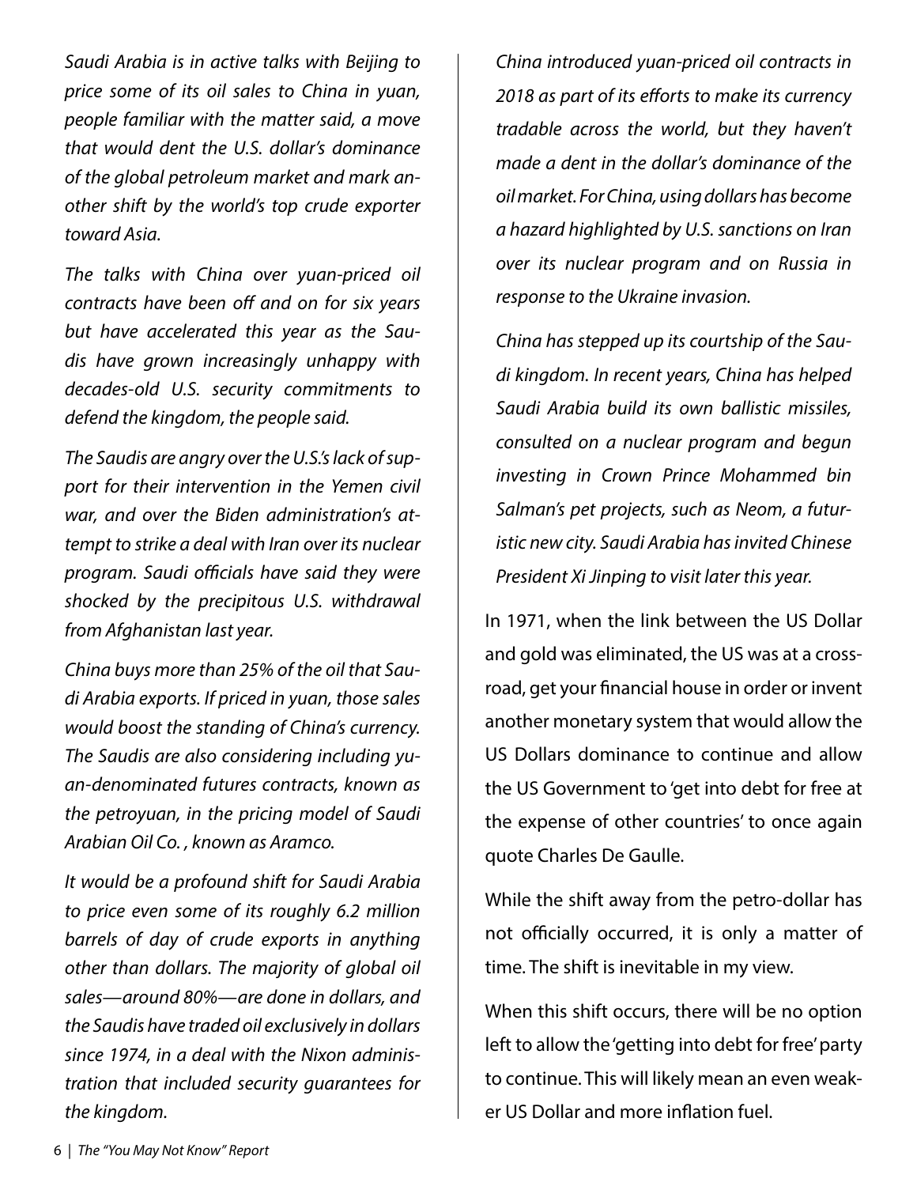*Saudi Arabia is in active talks with Beijing to price some of its oil sales to China in yuan, people familiar with the matter said, a move that would dent the U.S. dollar's dominance of the global petroleum market and mark another shift by the world's top crude exporter toward Asia.*

*The talks with China over yuan-priced oil contracts have been off and on for six years but have accelerated this year as the Saudis have grown increasingly unhappy with decades-old U.S. security commitments to defend the kingdom, the people said.*

*The Saudis are angry over the U.S.'s lack of support for their intervention in the Yemen civil war, and over the Biden administration's attempt to strike a deal with Iran over its nuclear program. Saudi officials have said they were shocked by the precipitous U.S. withdrawal from Afghanistan last year.*

*China buys more than 25% of the oil that Saudi Arabia exports. If priced in yuan, those sales would boost the standing of China's currency. The Saudis are also considering including yuan-denominated futures contracts, known as the petroyuan, in the pricing model of Saudi Arabian Oil Co. , known as Aramco.*

*It would be a profound shift for Saudi Arabia to price even some of its roughly 6.2 million barrels of day of crude exports in anything other than dollars. The majority of global oil sales—around 80%—are done in dollars, and the Saudis have traded oil exclusively in dollars since 1974, in a deal with the Nixon administration that included security guarantees for the kingdom.*

*China introduced yuan-priced oil contracts in 2018 as part of its efforts to make its currency tradable across the world, but they haven't made a dent in the dollar's dominance of the oil market. For China, using dollars has become a hazard highlighted by U.S. sanctions on Iran over its nuclear program and on Russia in response to the Ukraine invasion.*

*China has stepped up its courtship of the Saudi kingdom. In recent years, China has helped Saudi Arabia build its own ballistic missiles, consulted on a nuclear program and begun investing in Crown Prince Mohammed bin Salman's pet projects, such as Neom, a futuristic new city. Saudi Arabia has invited Chinese President Xi Jinping to visit later this year.*

In 1971, when the link between the US Dollar and gold was eliminated, the US was at a crossroad, get your financial house in order or invent another monetary system that would allow the US Dollars dominance to continue and allow the US Government to 'get into debt for free at the expense of other countries' to once again quote Charles De Gaulle.

While the shift away from the petro-dollar has not officially occurred, it is only a matter of time. The shift is inevitable in my view.

When this shift occurs, there will be no option left to allow the 'getting into debt for free' party to continue. This will likely mean an even weaker US Dollar and more inflation fuel.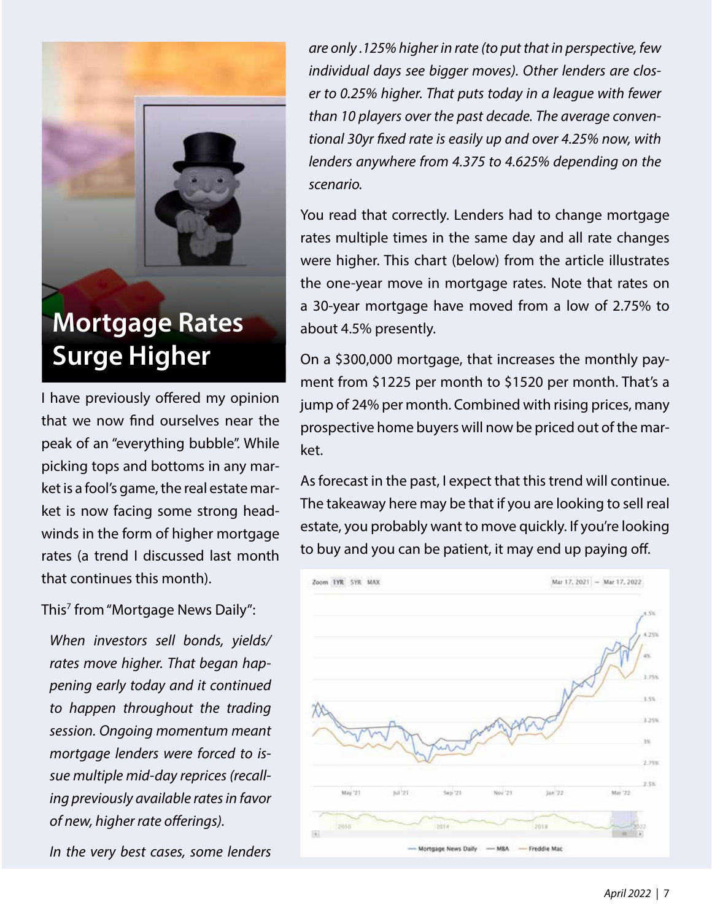# Mortgage Rates Surge Higher

I have previously offered my opinion that we now find ourselves near the peak of an "everything bubble". While picking tops and bottoms in any market is a fool's game, the real estate market is now facing some strong headwinds in the form of higher mortgage rates (a trend I discussed last month that continues this month).

This[7] from "Mortgage News Daily":

> *When investors sell bonds, yields/ rates move higher. That began happening early today and it continued to happen throughout the trading session. Ongoing momentum meant mortgage lenders were forced to issue multiple mid-day reprices (recalling previously available rates in favor of new, higher rate offerings).*
>
> *In the very best cases, some lenders are only .125% higher in rate (to put that in perspective, few individual days see bigger moves). Other lenders are closer to 0.25% higher. That puts today in a league with fewer than 10 players over the past decade. The average conventional 30yr fixed rate is easily up and over 4.25% now, with lenders anywhere from 4.375 to 4.625% depending on the scenario.*

You read that correctly. Lenders had to change mortgage rates multiple times in the same day and all rate changes were higher. This chart (below) from the article illustrates the one-year move in mortgage rates. Note that rates on a 30-year mortgage have moved from a low of 2.75% to about 4.5% presently.

On a $300,000 mortgage, that increases the monthly payment from $1225 per month to $1520 per month. That's a jump of 24% per month. Combined with rising prices, many prospective home buyers will now be priced out of the market.

As forecast in the past, I expect that this trend will continue. The takeaway here may be that if you are looking to sell real estate, you probably want to move quickly. If you're looking to buy and you can be patient, it may end up paying off.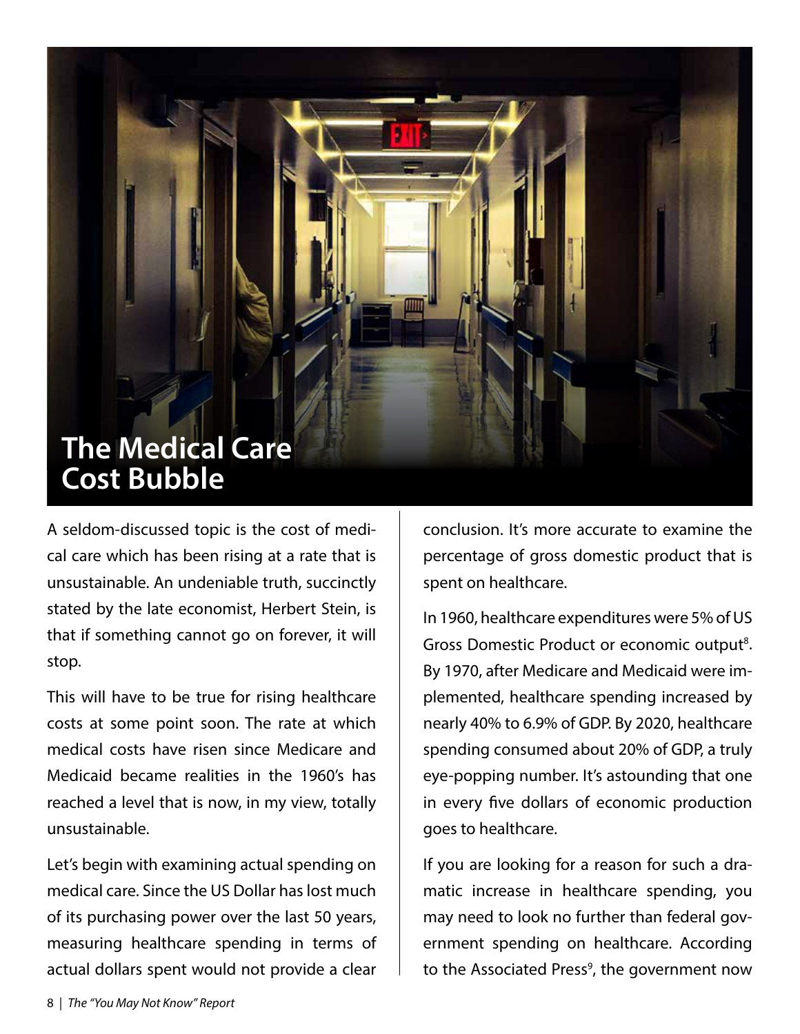# The Medical Care Cost Bubble

A seldom-discussed topic is the cost of medical care which has been rising at a rate that is unsustainable. An undeniable truth, succinctly stated by the late economist, Herbert Stein, is that if something cannot go on forever, it will stop.

This will have to be true for rising healthcare costs at some point soon. The rate at which medical costs have risen since Medicare and Medicaid became realities in the 1960's has reached a level that is now, in my view, totally unsustainable.

Let's begin with examining actual spending on medical care. Since the US Dollar has lost much of its purchasing power over the last 50 years, measuring healthcare spending in terms of actual dollars spent would not provide a clear conclusion. It's more accurate to examine the percentage of gross domestic product that is spent on healthcare.

In 1960, healthcare expenditures were 5% of US Gross Domestic Product or economic output[8]. By 1970, after Medicare and Medicaid were implemented, healthcare spending increased by nearly 40% to 6.9% of GDP. By 2020, healthcare spending consumed about 20% of GDP, a truly eye-popping number. It's astounding that one in every five dollars of economic production goes to healthcare.

If you are looking for a reason for such a dramatic increase in healthcare spending, you may need to look no further than federal government spending on healthcare. According to the Associated Press[9], the government now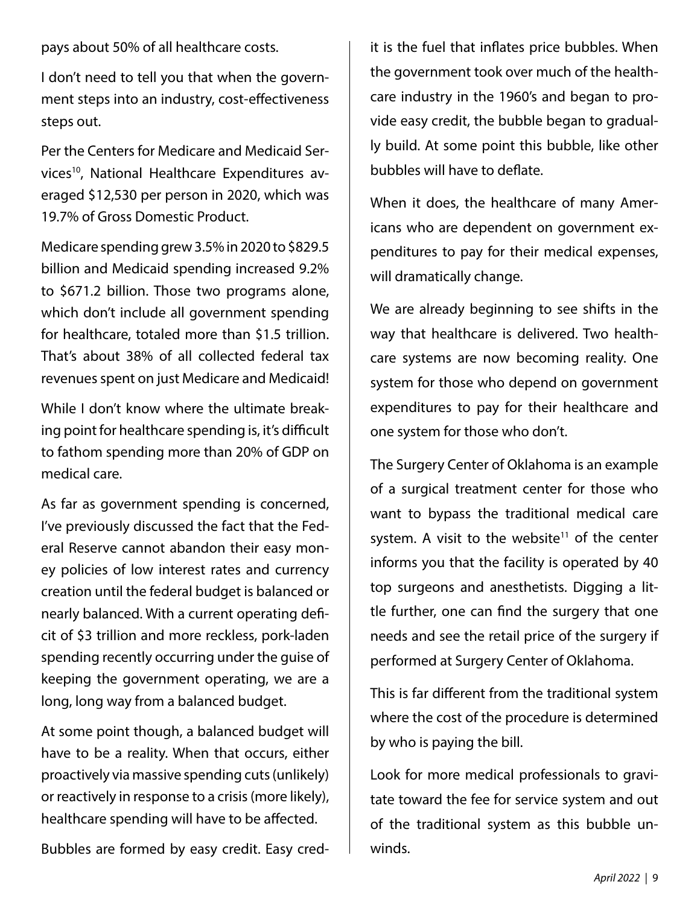pays about 50% of all healthcare costs.

I don't need to tell you that when the government steps into an industry, cost-effectiveness steps out.

Per the Centers for Medicare and Medicaid Services[10], National Healthcare Expenditures averaged $12,530 per person in 2020, which was 19.7% of Gross Domestic Product.

Medicare spending grew 3.5% in 2020 to $829.5 billion and Medicaid spending increased 9.2% to $671.2 billion. Those two programs alone, which don't include all government spending for healthcare, totaled more than $1.5 trillion. That's about 38% of all collected federal tax revenues spent on just Medicare and Medicaid!

While I don't know where the ultimate breaking point for healthcare spending is, it's difficult to fathom spending more than 20% of GDP on medical care.

As far as government spending is concerned, I've previously discussed the fact that the Federal Reserve cannot abandon their easy money policies of low interest rates and currency creation until the federal budget is balanced or nearly balanced. With a current operating deficit of $3 trillion and more reckless, pork-laden spending recently occurring under the guise of keeping the government operating, we are a long, long way from a balanced budget.

At some point though, a balanced budget will have to be a reality. When that occurs, either proactively via massive spending cuts (unlikely) or reactively in response to a crisis (more likely), healthcare spending will have to be affected.

Bubbles are formed by easy credit. Easy credit is the fuel that inflates price bubbles. When the government took over much of the healthcare industry in the 1960's and began to provide easy credit, the bubble began to gradually build. At some point this bubble, like other bubbles will have to deflate.

When it does, the healthcare of many Americans who are dependent on government expenditures to pay for their medical expenses, will dramatically change.

We are already beginning to see shifts in the way that healthcare is delivered. Two healthcare systems are now becoming reality. One system for those who depend on government expenditures to pay for their healthcare and one system for those who don't.

The Surgery Center of Oklahoma is an example of a surgical treatment center for those who want to bypass the traditional medical care system. A visit to the website[11] of the center informs you that the facility is operated by 40 top surgeons and anesthetists. Digging a little further, one can find the surgery that one needs and see the retail price of the surgery if performed at Surgery Center of Oklahoma.

This is far different from the traditional system where the cost of the procedure is determined by who is paying the bill.

Look for more medical professionals to gravitate toward the fee for service system and out of the traditional system as this bubble unwinds.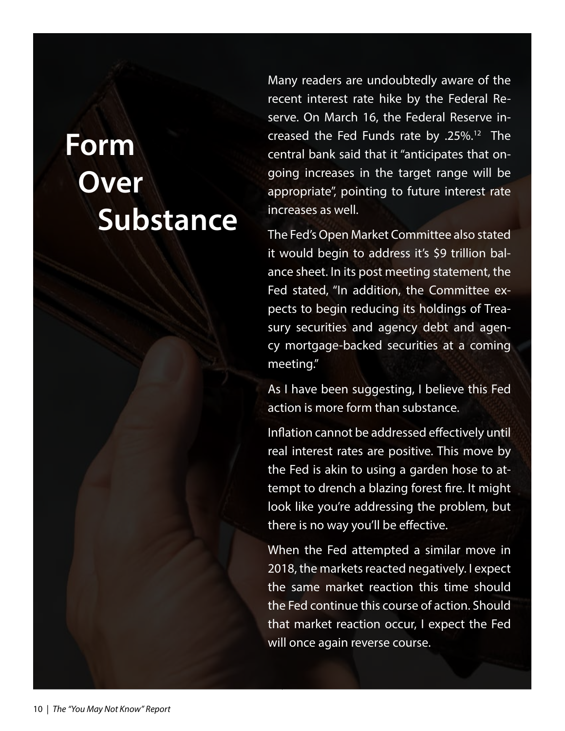# Form Over Substance

Many readers are undoubtedly aware of the recent interest rate hike by the Federal Reserve. On March 16, the Federal Reserve increased the Fed Funds rate by .25%.[12] The central bank said that it "anticipates that ongoing increases in the target range will be appropriate", pointing to future interest rate increases as well.

The Fed's Open Market Committee also stated it would begin to address it's $9 trillion balance sheet. In its post meeting statement, the Fed stated, "In addition, the Committee expects to begin reducing its holdings of Treasury securities and agency debt and agency mortgage-backed securities at a coming meeting."

As I have been suggesting, I believe this Fed action is more form than substance.

Inflation cannot be addressed effectively until real interest rates are positive. This move by the Fed is akin to using a garden hose to attempt to drench a blazing forest fire. It might look like you're addressing the problem, but there is no way you'll be effective.

When the Fed attempted a similar move in 2018, the markets reacted negatively. I expect the same market reaction this time should the Fed continue this course of action. Should that market reaction occur, I expect the Fed will once again reverse course.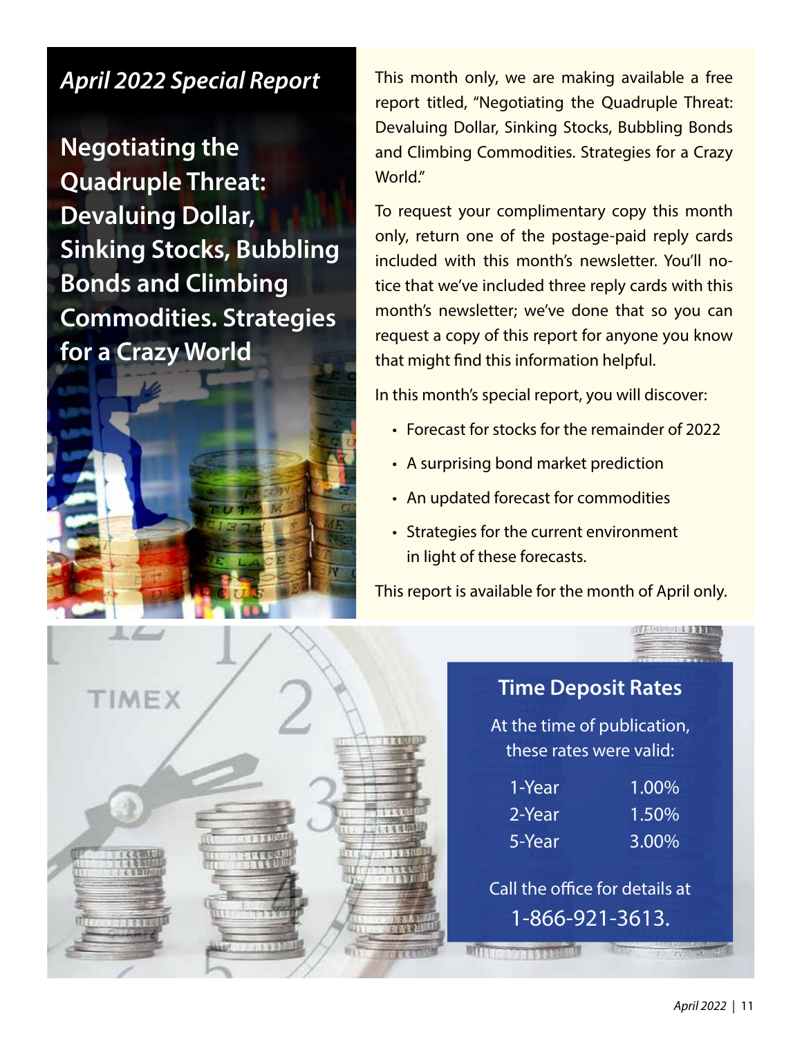*April 2022 Special Report*

## Negotiating the Quadruple Threat: Devaluing Dollar, Sinking Stocks, Bubbling Bonds and Climbing Commodities. Strategies for a Crazy World

This month only, we are making available a free report titled, "Negotiating the Quadruple Threat: Devaluing Dollar, Sinking Stocks, Bubbling Bonds and Climbing Commodities. Strategies for a Crazy World."

To request your complimentary copy this month only, return one of the postage-paid reply cards included with this month's newsletter. You'll notice that we've included three reply cards with this month's newsletter; we've done that so you can request a copy of this report for anyone you know that might find this information helpful.

In this month's special report, you will discover:

- Forecast for stocks for the remainder of 2022
- A surprising bond market prediction
- An updated forecast for commodities
- Strategies for the current environment in light of these forecasts.

This report is available for the month of April only.

## Time Deposit Rates

At the time of publication, these rates were valid:

| | |
|---|---|
| 1-Year | 1.00% |
| 2-Year | 1.50% |
| 5-Year | 3.00% |

Call the office for details at 1-866-921-3613.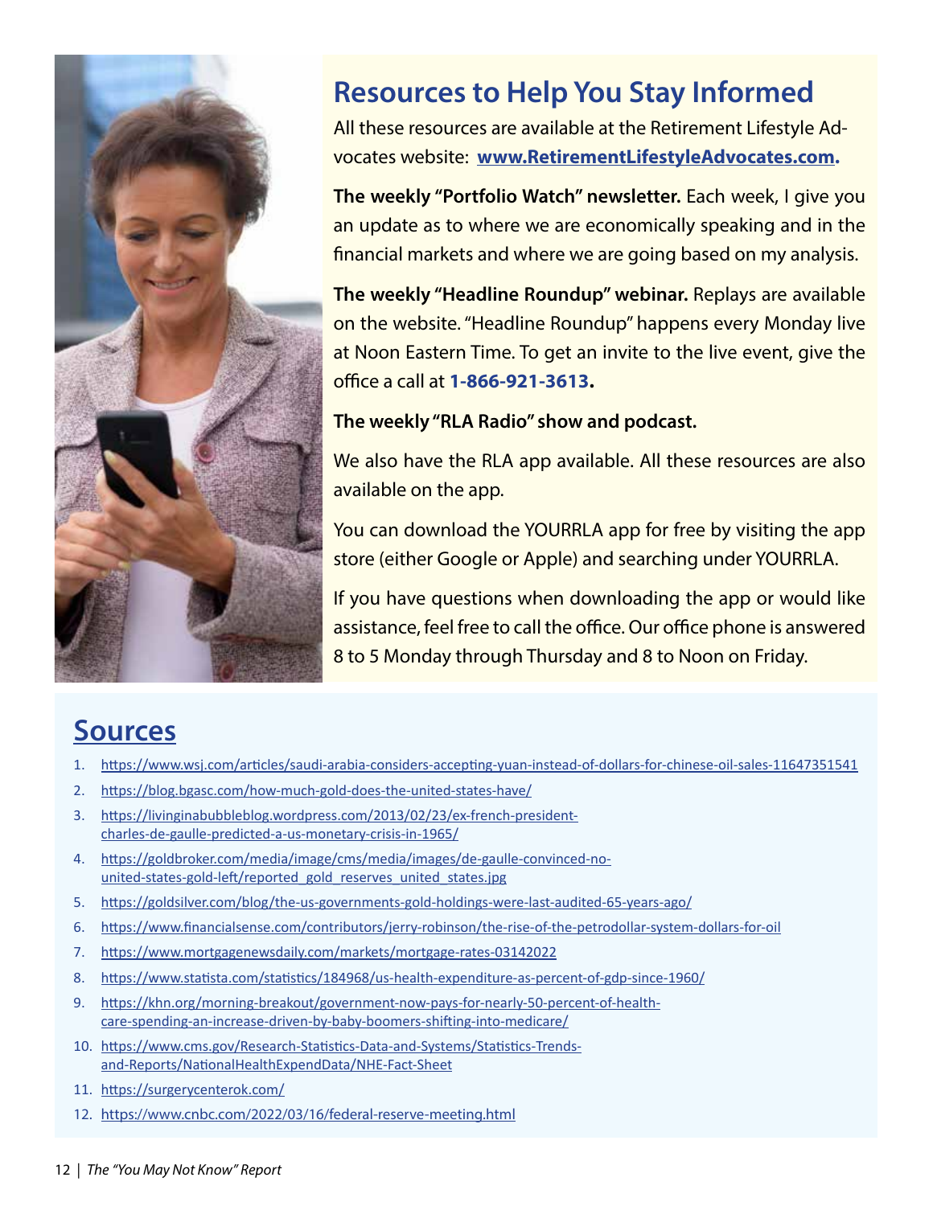## Resources to Help You Stay Informed

All these resources are available at the Retirement Lifestyle Advocates website: **www.RetirementLifestyleAdvocates.com.**

**The weekly "Portfolio Watch" newsletter.** Each week, I give you an update as to where we are economically speaking and in the financial markets and where we are going based on my analysis.

**The weekly "Headline Roundup" webinar.** Replays are available on the website. "Headline Roundup" happens every Monday live at Noon Eastern Time. To get an invite to the live event, give the office a call at **1-866-921-3613.**

**The weekly "RLA Radio" show and podcast.**

We also have the RLA app available. All these resources are also available on the app.

You can download the YOURRLA app for free by visiting the app store (either Google or Apple) and searching under YOURRLA.

If you have questions when downloading the app or would like assistance, feel free to call the office. Our office phone is answered 8 to 5 Monday through Thursday and 8 to Noon on Friday.

## Sources

1. https://www.wsj.com/articles/saudi-arabia-considers-accepting-yuan-instead-of-dollars-for-chinese-oil-sales-11647351541
2. https://blog.bgasc.com/how-much-gold-does-the-united-states-have/
3. https://livinginabubbleblog.wordpress.com/2013/02/23/ex-french-president-charles-de-gaulle-predicted-a-us-monetary-crisis-in-1965/
4. https://goldbroker.com/media/image/cms/media/images/de-gaulle-convinced-no-united-states-gold-left/reported_gold_reserves_united_states.jpg
5. https://goldsilver.com/blog/the-us-governments-gold-holdings-were-last-audited-65-years-ago/
6. https://www.financialsense.com/contributors/jerry-robinson/the-rise-of-the-petrodollar-system-dollars-for-oil
7. https://www.mortgagenewsdaily.com/markets/mortgage-rates-03142022
8. https://www.statista.com/statistics/184968/us-health-expenditure-as-percent-of-gdp-since-1960/
9. https://khn.org/morning-breakout/government-now-pays-for-nearly-50-percent-of-health-care-spending-an-increase-driven-by-baby-boomers-shifting-into-medicare/
10. https://www.cms.gov/Research-Statistics-Data-and-Systems/Statistics-Trends-and-Reports/NationalHealthExpendData/NHE-Fact-Sheet
11. https://surgerycenterok.com/
12. https://www.cnbc.com/2022/03/16/federal-reserve-meeting.html